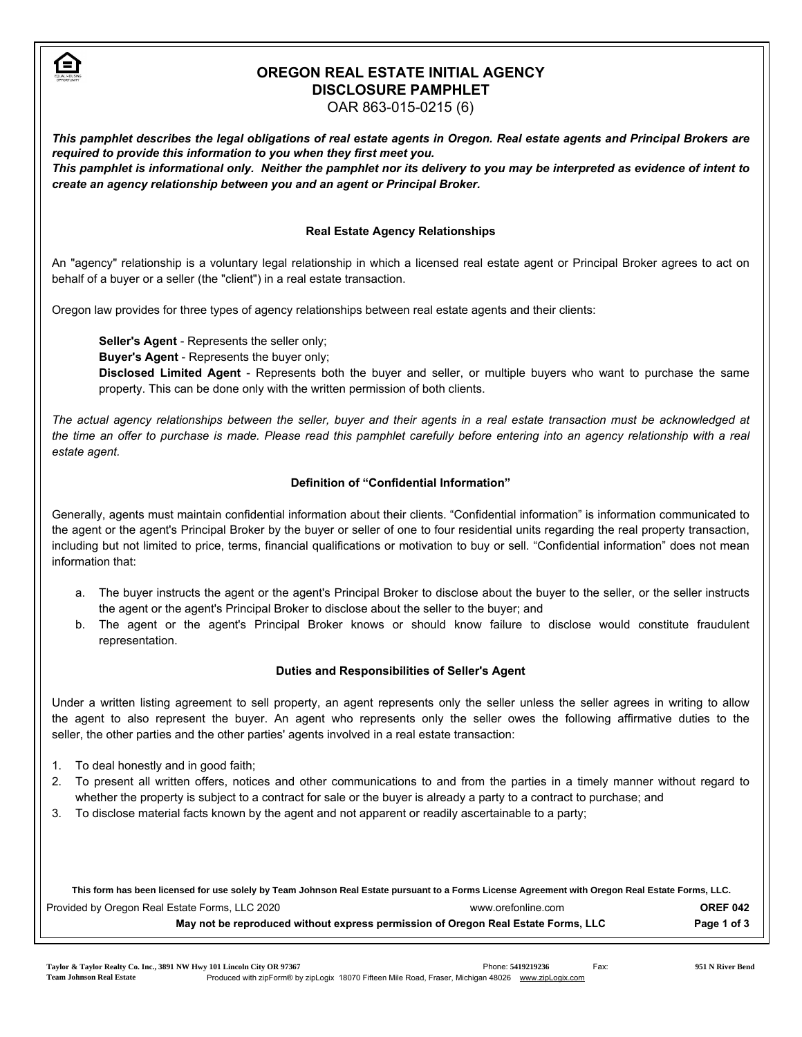# OREGON REAL ESTATE INITIAL AGENCY DISCLOSURE PAMPHLET

OAR 863-015-0215 (6)

***This pamphlet describes the legal obligations of real estate agents in Oregon. Real estate agents and Principal Brokers are required to provide this information to you when they first meet you.***
***This pamphlet is informational only. Neither the pamphlet nor its delivery to you may be interpreted as evidence of intent to create an agency relationship between you and an agent or Principal Broker.***

### Real Estate Agency Relationships

An "agency" relationship is a voluntary legal relationship in which a licensed real estate agent or Principal Broker agrees to act on behalf of a buyer or a seller (the "client") in a real estate transaction.

Oregon law provides for three types of agency relationships between real estate agents and their clients:

**Seller's Agent** - Represents the seller only;
**Buyer's Agent** - Represents the buyer only;
**Disclosed Limited Agent** - Represents both the buyer and seller, or multiple buyers who want to purchase the same property. This can be done only with the written permission of both clients.

*The actual agency relationships between the seller, buyer and their agents in a real estate transaction must be acknowledged at the time an offer to purchase is made. Please read this pamphlet carefully before entering into an agency relationship with a real estate agent.*

### Definition of "Confidential Information"

Generally, agents must maintain confidential information about their clients. "Confidential information" is information communicated to the agent or the agent's Principal Broker by the buyer or seller of one to four residential units regarding the real property transaction, including but not limited to price, terms, financial qualifications or motivation to buy or sell. "Confidential information" does not mean information that:

a. The buyer instructs the agent or the agent's Principal Broker to disclose about the buyer to the seller, or the seller instructs the agent or the agent's Principal Broker to disclose about the seller to the buyer; and
b. The agent or the agent's Principal Broker knows or should know failure to disclose would constitute fraudulent representation.

### Duties and Responsibilities of Seller's Agent

Under a written listing agreement to sell property, an agent represents only the seller unless the seller agrees in writing to allow the agent to also represent the buyer. An agent who represents only the seller owes the following affirmative duties to the seller, the other parties and the other parties' agents involved in a real estate transaction:

1. To deal honestly and in good faith;
2. To present all written offers, notices and other communications to and from the parties in a timely manner without regard to whether the property is subject to a contract for sale or the buyer is already a party to a contract to purchase; and
3. To disclose material facts known by the agent and not apparent or readily ascertainable to a party;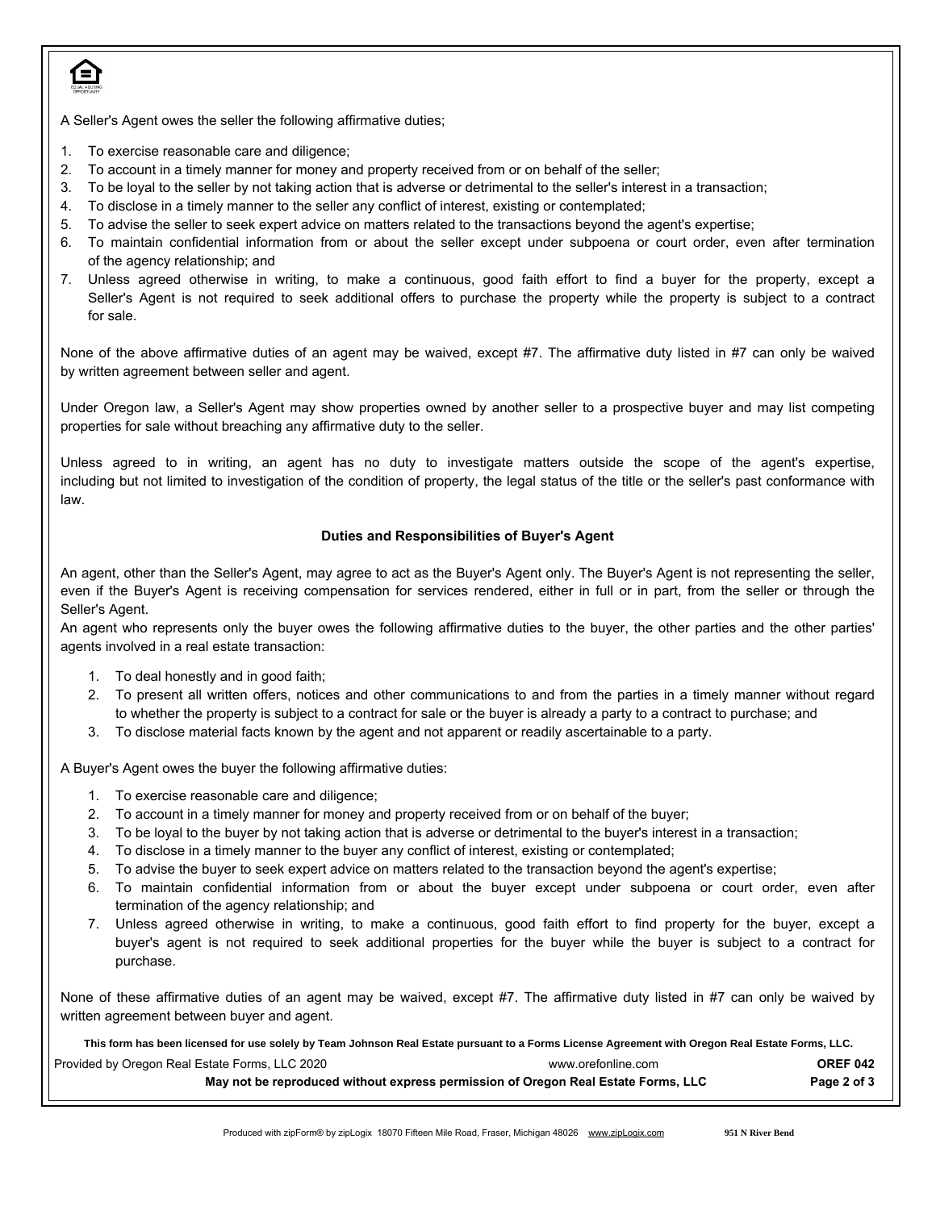A Seller's Agent owes the seller the following affirmative duties;

1. To exercise reasonable care and diligence;
2. To account in a timely manner for money and property received from or on behalf of the seller;
3. To be loyal to the seller by not taking action that is adverse or detrimental to the seller's interest in a transaction;
4. To disclose in a timely manner to the seller any conflict of interest, existing or contemplated;
5. To advise the seller to seek expert advice on matters related to the transactions beyond the agent's expertise;
6. To maintain confidential information from or about the seller except under subpoena or court order, even after termination of the agency relationship; and
7. Unless agreed otherwise in writing, to make a continuous, good faith effort to find a buyer for the property, except a Seller's Agent is not required to seek additional offers to purchase the property while the property is subject to a contract for sale.

None of the above affirmative duties of an agent may be waived, except #7. The affirmative duty listed in #7 can only be waived by written agreement between seller and agent.

Under Oregon law, a Seller's Agent may show properties owned by another seller to a prospective buyer and may list competing properties for sale without breaching any affirmative duty to the seller.

Unless agreed to in writing, an agent has no duty to investigate matters outside the scope of the agent's expertise, including but not limited to investigation of the condition of property, the legal status of the title or the seller's past conformance with law.

**Duties and Responsibilities of Buyer's Agent**

An agent, other than the Seller's Agent, may agree to act as the Buyer's Agent only. The Buyer's Agent is not representing the seller, even if the Buyer's Agent is receiving compensation for services rendered, either in full or in part, from the seller or through the Seller's Agent.
An agent who represents only the buyer owes the following affirmative duties to the buyer, the other parties and the other parties' agents involved in a real estate transaction:

1. To deal honestly and in good faith;
2. To present all written offers, notices and other communications to and from the parties in a timely manner without regard to whether the property is subject to a contract for sale or the buyer is already a party to a contract to purchase; and
3. To disclose material facts known by the agent and not apparent or readily ascertainable to a party.

A Buyer's Agent owes the buyer the following affirmative duties:

1. To exercise reasonable care and diligence;
2. To account in a timely manner for money and property received from or on behalf of the buyer;
3. To be loyal to the buyer by not taking action that is adverse or detrimental to the buyer's interest in a transaction;
4. To disclose in a timely manner to the buyer any conflict of interest, existing or contemplated;
5. To advise the buyer to seek expert advice on matters related to the transaction beyond the agent's expertise;
6. To maintain confidential information from or about the buyer except under subpoena or court order, even after termination of the agency relationship; and
7. Unless agreed otherwise in writing, to make a continuous, good faith effort to find property for the buyer, except a buyer's agent is not required to seek additional properties for the buyer while the buyer is subject to a contract for purchase.

None of these affirmative duties of an agent may be waived, except #7. The affirmative duty listed in #7 can only be waived by written agreement between buyer and agent.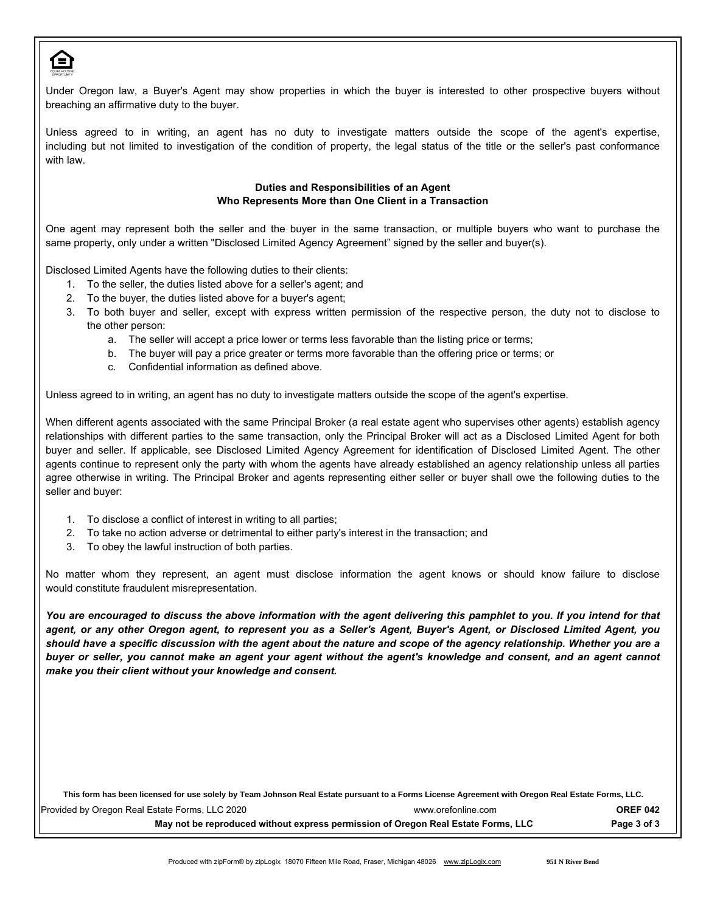Under Oregon law, a Buyer's Agent may show properties in which the buyer is interested to other prospective buyers without breaching an affirmative duty to the buyer.

Unless agreed to in writing, an agent has no duty to investigate matters outside the scope of the agent's expertise, including but not limited to investigation of the condition of property, the legal status of the title or the seller's past conformance with law.

**Duties and Responsibilities of an Agent**
**Who Represents More than One Client in a Transaction**

One agent may represent both the seller and the buyer in the same transaction, or multiple buyers who want to purchase the same property, only under a written "Disclosed Limited Agency Agreement" signed by the seller and buyer(s).

Disclosed Limited Agents have the following duties to their clients:

1. To the seller, the duties listed above for a seller's agent; and
2. To the buyer, the duties listed above for a buyer's agent;
3. To both buyer and seller, except with express written permission of the respective person, the duty not to disclose to the other person:
   a. The seller will accept a price lower or terms less favorable than the listing price or terms;
   b. The buyer will pay a price greater or terms more favorable than the offering price or terms; or
   c. Confidential information as defined above.

Unless agreed to in writing, an agent has no duty to investigate matters outside the scope of the agent's expertise.

When different agents associated with the same Principal Broker (a real estate agent who supervises other agents) establish agency relationships with different parties to the same transaction, only the Principal Broker will act as a Disclosed Limited Agent for both buyer and seller. If applicable, see Disclosed Limited Agency Agreement for identification of Disclosed Limited Agent. The other agents continue to represent only the party with whom the agents have already established an agency relationship unless all parties agree otherwise in writing. The Principal Broker and agents representing either seller or buyer shall owe the following duties to the seller and buyer:

1. To disclose a conflict of interest in writing to all parties;
2. To take no action adverse or detrimental to either party's interest in the transaction; and
3. To obey the lawful instruction of both parties.

No matter whom they represent, an agent must disclose information the agent knows or should know failure to disclose would constitute fraudulent misrepresentation.

***You are encouraged to discuss the above information with the agent delivering this pamphlet to you. If you intend for that agent, or any other Oregon agent, to represent you as a Seller's Agent, Buyer's Agent, or Disclosed Limited Agent, you should have a specific discussion with the agent about the nature and scope of the agency relationship. Whether you are a buyer or seller, you cannot make an agent your agent without the agent's knowledge and consent, and an agent cannot make you their client without your knowledge and consent.***

**This form has been licensed for use solely by Team Johnson Real Estate pursuant to a Forms License Agreement with Oregon Real Estate Forms, LLC.**

Provided by Oregon Real Estate Forms, LLC 2020 www.orefonline.com **OREF 042**

**May not be reproduced without express permission of Oregon Real Estate Forms, LLC**